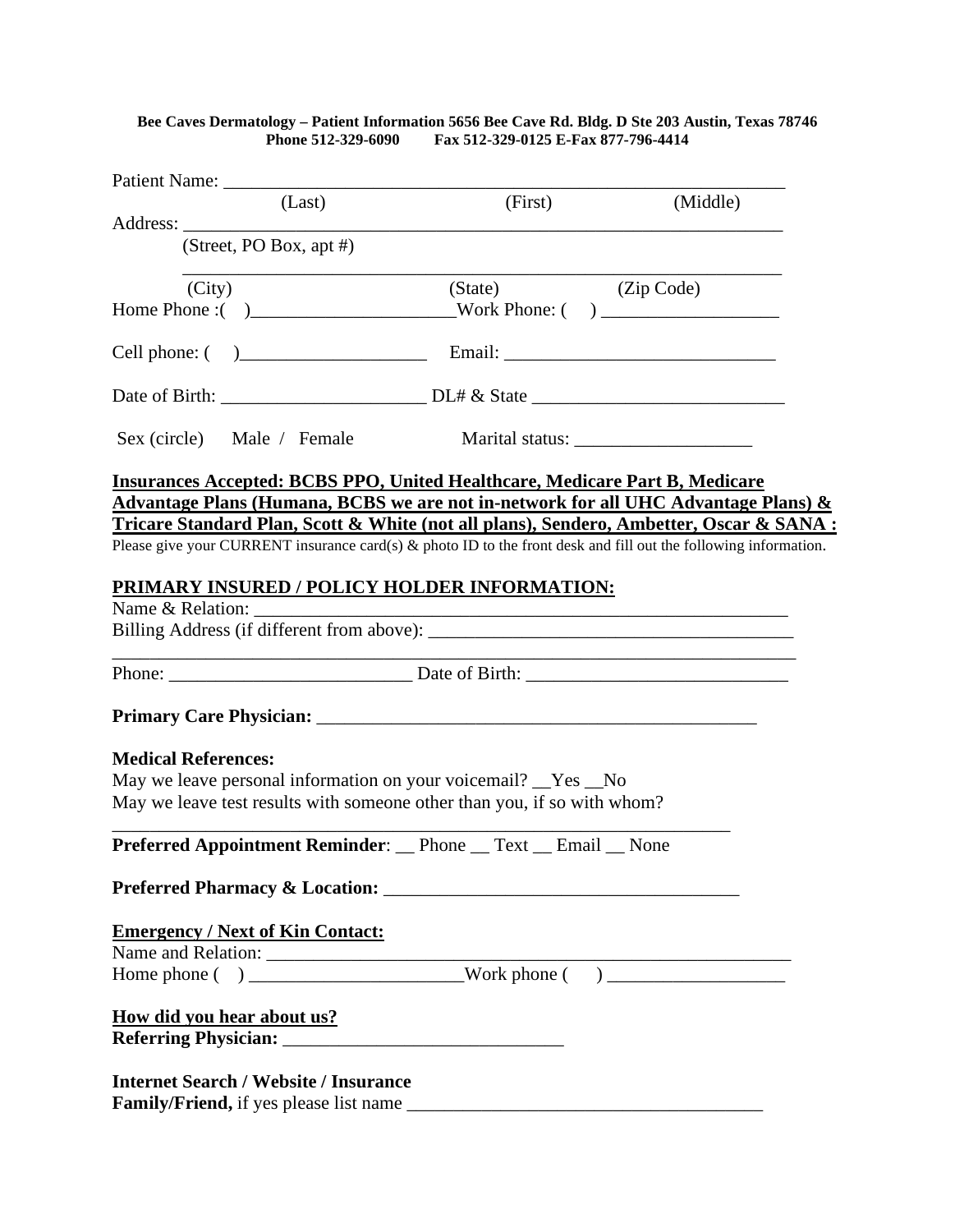**Bee Caves Dermatology – Patient Information 5656 Bee Cave Rd. Bldg. D Ste 203 Austin, Texas 78746**
**Phone 512-329-6090 Fax 512-329-0125 E-Fax 877-796-4414**

Patient Name: ___________________________________________________________
(Last) (First) (Middle)

Address: _______________________________________________________________
(Street, PO Box, apt #)

_______________________________________________________________
(City) (State) (Zip Code)

Home Phone :( )_____________________Work Phone: ( ) ___________________

Cell phone: ( )___________________ Email: _____________________________

Date of Birth: _____________________ DL# & State ___________________________

Sex (circle) Male / Female Marital status: ___________________

**Insurances Accepted: BCBS PPO, United Healthcare, Medicare Part B, Medicare Advantage Plans (Humana, BCBS we are not in-network for all UHC Advantage Plans) & Tricare Standard Plan, Scott & White (not all plans), Sendero, Ambetter, Oscar & SANA :**

Please give your CURRENT insurance card(s) & photo ID to the front desk and fill out the following information.

**PRIMARY INSURED / POLICY HOLDER INFORMATION:**

Name & Relation: ___________________________________________________________

Billing Address (if different from above): ______________________________________

_________________________________________________________________________

Phone: _________________________ Date of Birth: ___________________________

**Primary Care Physician:** _______________________________________________

**Medical References:**

May we leave personal information on your voicemail? __Yes __No

May we leave test results with someone other than you, if so with whom?

_____________________________________________________________________

**Preferred Appointment Reminder**: __ Phone __ Text __ Email __ None

**Preferred Pharmacy & Location:** _____________________________________

**Emergency / Next of Kin Contact:**

Name and Relation: __________________________________________________________

Home phone ( ) ______________________Work phone ( ) ___________________

**How did you hear about us?**

**Referring Physician:** _____________________________

**Internet Search / Website / Insurance**

**Family/Friend,** if yes please list name _____________________________________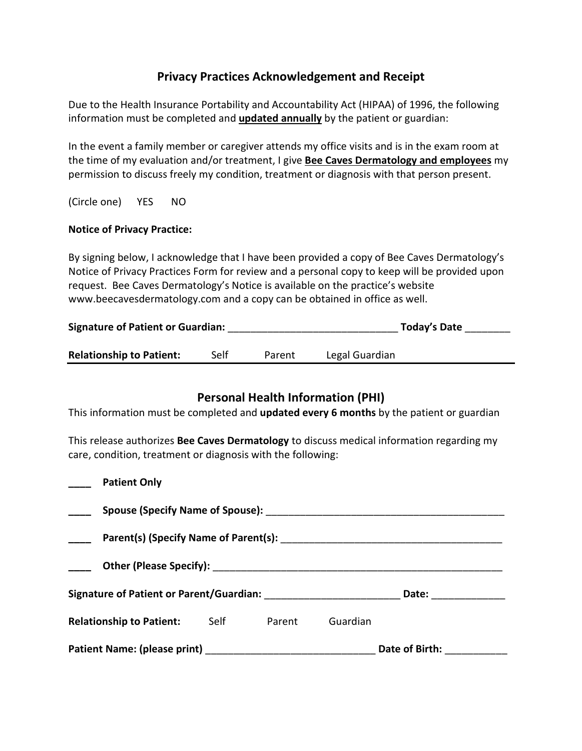## Privacy Practices Acknowledgement and Receipt

Due to the Health Insurance Portability and Accountability Act (HIPAA) of 1996, the following information must be completed and **updated annually** by the patient or guardian:

In the event a family member or caregiver attends my office visits and is in the exam room at the time of my evaluation and/or treatment, I give **Bee Caves Dermatology and employees** my permission to discuss freely my condition, treatment or diagnosis with that person present.

(Circle one) YES NO

**Notice of Privacy Practice:**

By signing below, I acknowledge that I have been provided a copy of Bee Caves Dermatology's Notice of Privacy Practices Form for review and a personal copy to keep will be provided upon request. Bee Caves Dermatology's Notice is available on the practice's website www.beecavesdermatology.com and a copy can be obtained in office as well.

**Signature of Patient or Guardian:** ______________________________ **Today's Date** ________

**Relationship to Patient:** Self Parent Legal Guardian

---

## Personal Health Information (PHI)

This information must be completed and **updated every 6 months** by the patient or guardian

This release authorizes **Bee Caves Dermatology** to discuss medical information regarding my care, condition, treatment or diagnosis with the following:

____ **Patient Only**

____ **Spouse (Specify Name of Spouse):** ___________________________________________

____ **Parent(s) (Specify Name of Parent(s):** _______________________________________

____ **Other (Please Specify):** _____________________________________________________

**Signature of Patient or Parent/Guardian:** ________________________ **Date:** _____________

**Relationship to Patient:** Self Parent Guardian

**Patient Name: (please print)** _____________________________ **Date of Birth:** ___________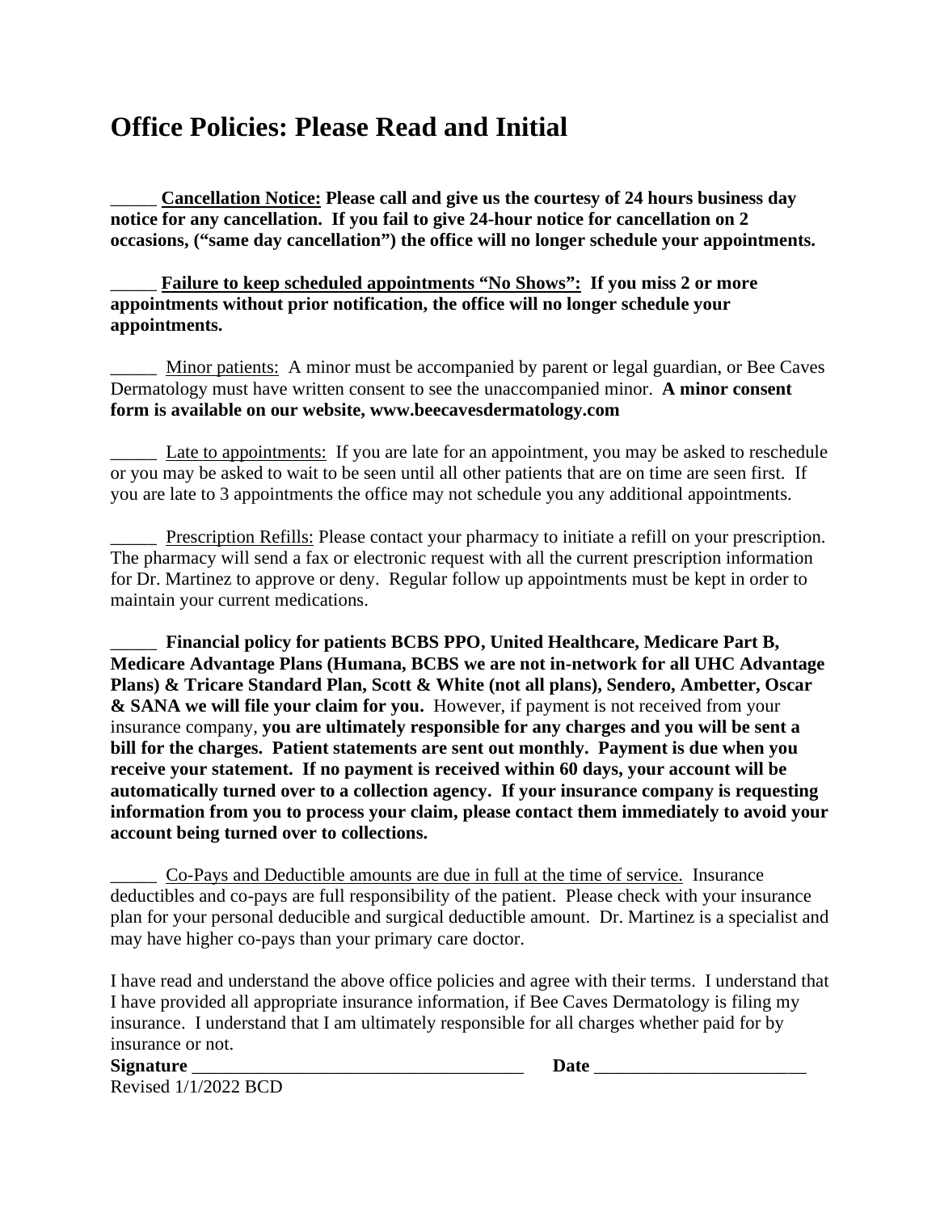# Office Policies: Please Read and Initial

_____ **<u>Cancellation Notice:</u> Please call and give us the courtesy of 24 hours business day notice for any cancellation. If you fail to give 24-hour notice for cancellation on 2 occasions, ("same day cancellation") the office will no longer schedule your appointments.**

_____ **<u>Failure to keep scheduled appointments "No Shows":</u> If you miss 2 or more appointments without prior notification, the office will no longer schedule your appointments.**

_____ <u>Minor patients:</u> A minor must be accompanied by parent or legal guardian, or Bee Caves Dermatology must have written consent to see the unaccompanied minor. **A minor consent form is available on our website, www.beecavesdermatology.com**

_____ <u>Late to appointments:</u> If you are late for an appointment, you may be asked to reschedule or you may be asked to wait to be seen until all other patients that are on time are seen first. If you are late to 3 appointments the office may not schedule you any additional appointments.

_____ <u>Prescription Refills:</u> Please contact your pharmacy to initiate a refill on your prescription. The pharmacy will send a fax or electronic request with all the current prescription information for Dr. Martinez to approve or deny. Regular follow up appointments must be kept in order to maintain your current medications.

_____ **Financial policy for patients BCBS PPO, United Healthcare, Medicare Part B, Medicare Advantage Plans (Humana, BCBS we are not in-network for all UHC Advantage Plans) & Tricare Standard Plan, Scott & White (not all plans), Sendero, Ambetter, Oscar & SANA we will file your claim for you.** However, if payment is not received from your insurance company, **you are ultimately responsible for any charges and you will be sent a bill for the charges. Patient statements are sent out monthly. Payment is due when you receive your statement. If no payment is received within 60 days, your account will be automatically turned over to a collection agency. If your insurance company is requesting information from you to process your claim, please contact them immediately to avoid your account being turned over to collections.**

_____ <u>Co-Pays and Deductible amounts are due in full at the time of service.</u> Insurance deductibles and co-pays are full responsibility of the patient. Please check with your insurance plan for your personal deducible and surgical deductible amount. Dr. Martinez is a specialist and may have higher co-pays than your primary care doctor.

I have read and understand the above office policies and agree with their terms. I understand that I have provided all appropriate insurance information, if Bee Caves Dermatology is filing my insurance. I understand that I am ultimately responsible for all charges whether paid for by insurance or not.

**Signature** ____________________________________ **Date** _______________________

Revised 1/1/2022 BCD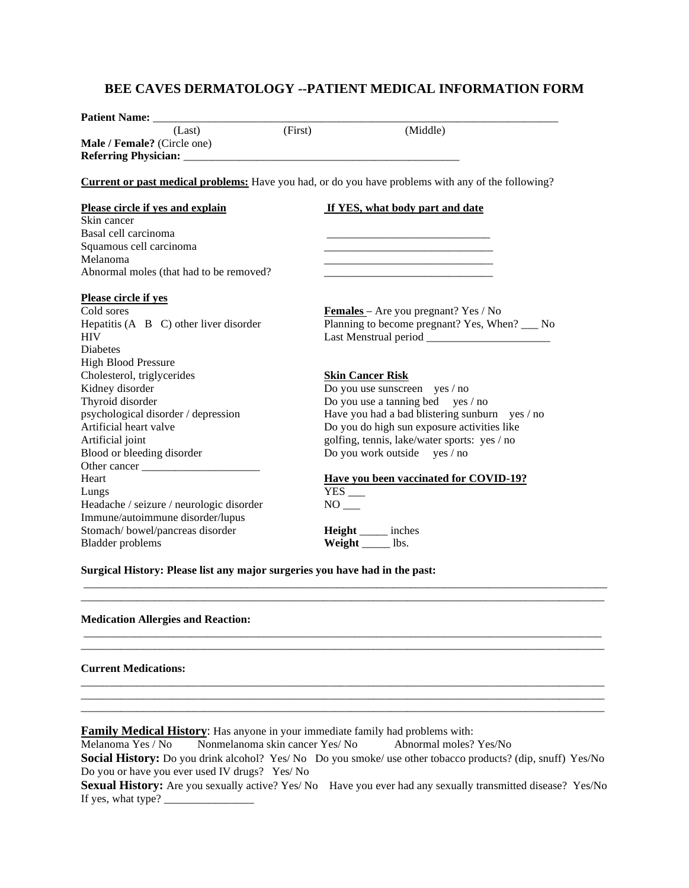# BEE CAVES DERMATOLOGY --PATIENT MEDICAL INFORMATION FORM

**Patient Name:** ___________________________________________________________________________

(Last) (First) (Middle)

**Male / Female?** (Circle one)

**Referring Physician:** _________________________________________________

**Current or past medical problems:** Have you had, or do you have problems with any of the following?

| **Please circle if yes and explain** | **If YES, what body part and date** |
|---|---|
| Skin cancer | |
| Basal cell carcinoma | ____________________________ |
| Squamous cell carcinoma | ______________________________ |
| Melanoma | ______________________________ |
| Abnormal moles (that had to be removed? | ______________________________ |

**Please circle if yes**

Cold sores
Hepatitis (A B C) other liver disorder
HIV
Diabetes
High Blood Pressure
Cholesterol, triglycerides
Kidney disorder
Thyroid disorder
psychological disorder / depression
Artificial heart valve
Artificial joint
Blood or bleeding disorder
Other cancer _____________________
Heart
Lungs
Headache / seizure / neurologic disorder
Immune/autoimmune disorder/lupus
Stomach/ bowel/pancreas disorder
Bladder problems

**Females** – Are you pregnant? Yes / No
Planning to become pregnant? Yes, When? ___ No
Last Menstrual period ______________________

**Skin Cancer Risk**

Do you use sunscreen yes / no
Do you use a tanning bed yes / no
Have you had a bad blistering sunburn yes / no
Do you do high sun exposure activities like golfing, tennis, lake/water sports: yes / no
Do you work outside yes / no

**Have you been vaccinated for COVID-19?**

YES ___
NO ___

**Height** _____ inches
**Weight** _____ lbs.

**Surgical History: Please list any major surgeries you have had in the past:**

_____________________________________________________________________________________________
_____________________________________________________________________________________________

**Medication Allergies and Reaction:**

_____________________________________________________________________________________________
_____________________________________________________________________________________________

**Current Medications:**

_____________________________________________________________________________________________
_____________________________________________________________________________________________
_____________________________________________________________________________________________

**Family Medical History**: Has anyone in your immediate family had problems with:
Melanoma Yes / No Nonmelanoma skin cancer Yes/ No Abnormal moles? Yes/No

**Social History:** Do you drink alcohol? Yes/ No Do you smoke/ use other tobacco products? (dip, snuff) Yes/No
Do you or have you ever used IV drugs? Yes/ No

**Sexual History:** Are you sexually active? Yes/ No Have you ever had any sexually transmitted disease? Yes/No
If yes, what type? ________________